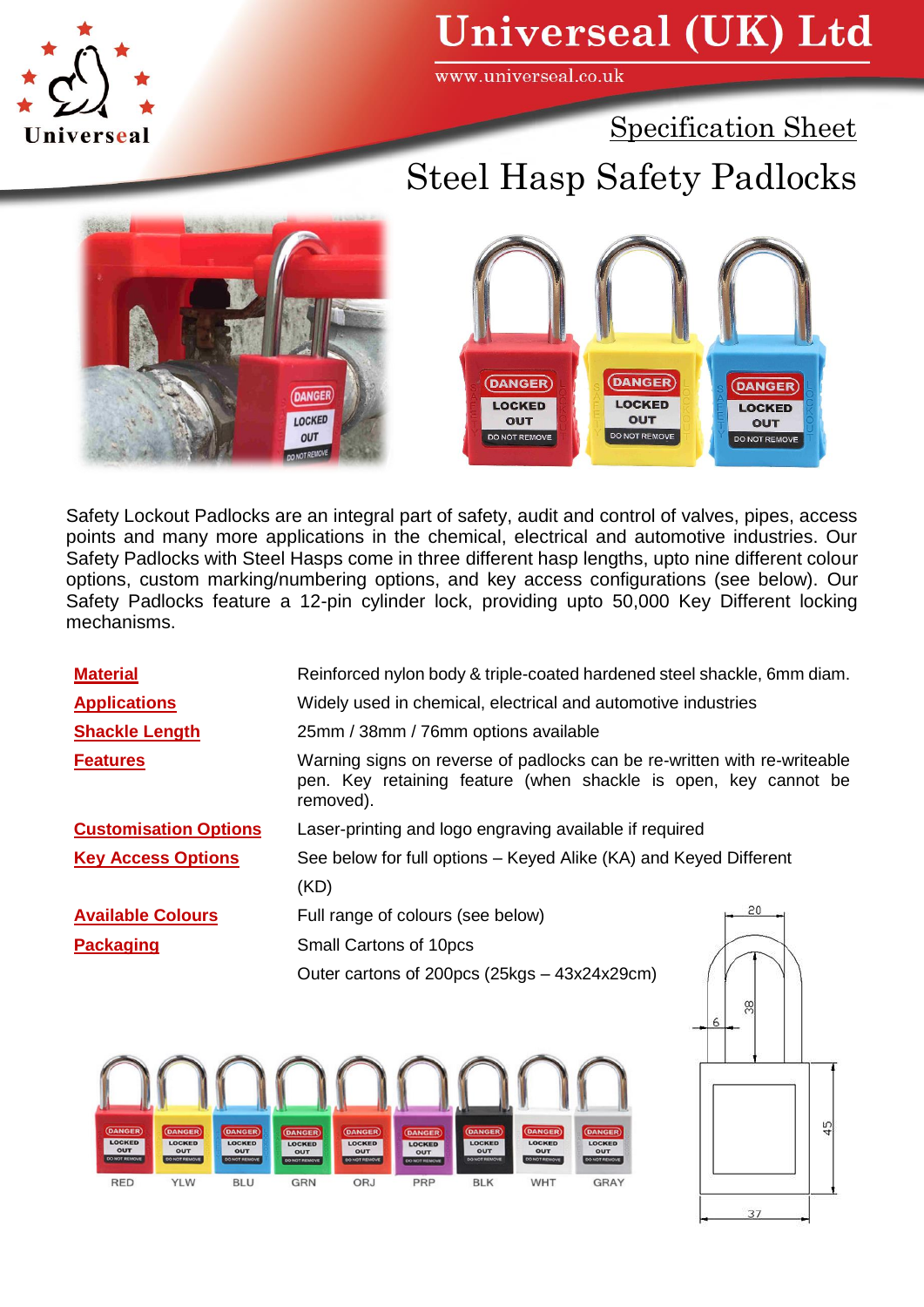# Universeal (UK) Ltd

www.universeal.co.uk

## Specification Sheet

# Steel Hasp Safety Padlocks

Safety Lockout Padlocks are an integral part of safety, audit and control of valves, pipes, access points and many more applications in the chemical, electrical and automotive industries. Our Safety Padlocks with Steel Hasps come in three different hasp lengths, upto nine different colour options, custom marking/numbering options, and key access configurations (see below). Our Safety Padlocks feature a 12-pin cylinder lock, providing upto 50,000 Key Different locking mechanisms.

| | |
|---|---|
| **Material** | Reinforced nylon body & triple-coated hardened steel shackle, 6mm diam. |
| **Applications** | Widely used in chemical, electrical and automotive industries |
| **Shackle Length** | 25mm / 38mm / 76mm options available |
| **Features** | Warning signs on reverse of padlocks can be re-written with re-writeable pen. Key retaining feature (when shackle is open, key cannot be removed). |
| **Customisation Options** | Laser-printing and logo engraving available if required |
| **Key Access Options** | See below for full options – Keyed Alike (KA) and Keyed Different (KD) |
| **Available Colours** | Full range of colours (see below) |
| **Packaging** | Small Cartons of 10pcs<br>Outer cartons of 200pcs (25kgs – 43x24x29cm) |

RED YLW BLU GRN ORJ PRP BLK WHT GRAY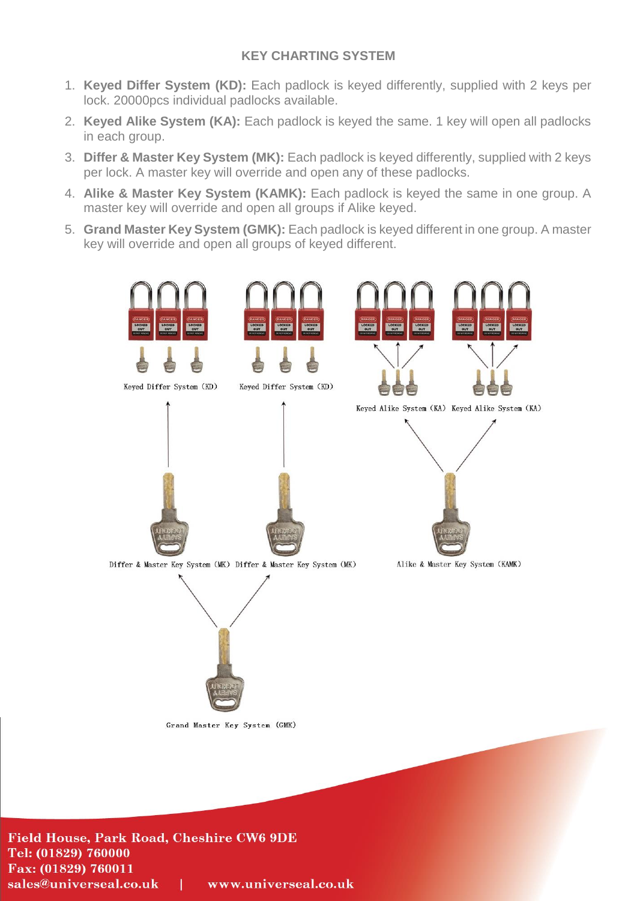## KEY CHARTING SYSTEM

1. **Keyed Differ System (KD):** Each padlock is keyed differently, supplied with 2 keys per lock. 20000pcs individual padlocks available.
2. **Keyed Alike System (KA):** Each padlock is keyed the same. 1 key will open all padlocks in each group.
3. **Differ & Master Key System (MK):** Each padlock is keyed differently, supplied with 2 keys per lock. A master key will override and open any of these padlocks.
4. **Alike & Master Key System (KAMK):** Each padlock is keyed the same in one group. A master key will override and open all groups if Alike keyed.
5. **Grand Master Key System (GMK):** Each padlock is keyed different in one group. A master key will override and open all groups of keyed different.

Keyed Differ System (KD)
Keyed Differ System (KD)
Keyed Alike System (KA)
Keyed Alike System (KA)
Differ & Master Key System (MK)
Differ & Master Key System (MK)
Alike & Master Key System (KAMK)
Grand Master Key System (GMK)

**Field House, Park Road, Cheshire CW6 9DE**
**Tel: (01829) 760000**
**Fax: (01829) 760011**
**sales@universeal.co.uk | www.universeal.co.uk**